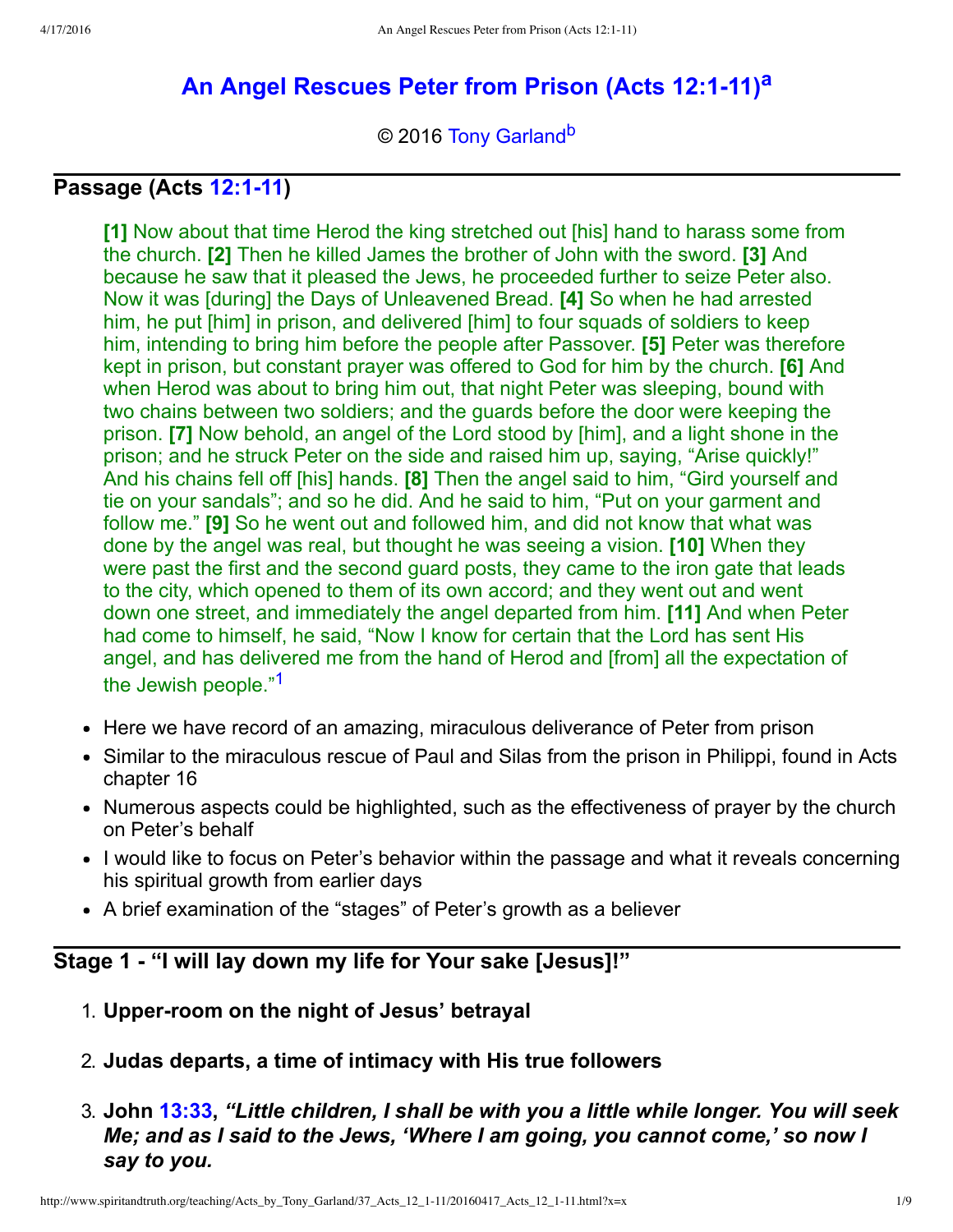# An Angel Rescues Peter from Prison (Acts 12:1-11)[a]

© 2016 Tony Garland[b]

## Passage (Acts 12:1-11)

> **[1]** Now about that time Herod the king stretched out [his] hand to harass some from the church. **[2]** Then he killed James the brother of John with the sword. **[3]** And because he saw that it pleased the Jews, he proceeded further to seize Peter also. Now it was [during] the Days of Unleavened Bread. **[4]** So when he had arrested him, he put [him] in prison, and delivered [him] to four squads of soldiers to keep him, intending to bring him before the people after Passover. **[5]** Peter was therefore kept in prison, but constant prayer was offered to God for him by the church. **[6]** And when Herod was about to bring him out, that night Peter was sleeping, bound with two chains between two soldiers; and the guards before the door were keeping the prison. **[7]** Now behold, an angel of the Lord stood by [him], and a light shone in the prison; and he struck Peter on the side and raised him up, saying, "Arise quickly!" And his chains fell off [his] hands. **[8]** Then the angel said to him, "Gird yourself and tie on your sandals"; and so he did. And he said to him, "Put on your garment and follow me." **[9]** So he went out and followed him, and did not know that what was done by the angel was real, but thought he was seeing a vision. **[10]** When they were past the first and the second guard posts, they came to the iron gate that leads to the city, which opened to them of its own accord; and they went out and went down one street, and immediately the angel departed from him. **[11]** And when Peter had come to himself, he said, "Now I know for certain that the Lord has sent His angel, and has delivered me from the hand of Herod and [from] all the expectation of the Jewish people."[1]

- Here we have record of an amazing, miraculous deliverance of Peter from prison
- Similar to the miraculous rescue of Paul and Silas from the prison in Philippi, found in Acts chapter 16
- Numerous aspects could be highlighted, such as the effectiveness of prayer by the church on Peter's behalf
- I would like to focus on Peter's behavior within the passage and what it reveals concerning his spiritual growth from earlier days
- A brief examination of the "stages" of Peter's growth as a believer

## Stage 1 - "I will lay down my life for Your sake [Jesus]!"

1. **Upper-room on the night of Jesus' betrayal**
2. **Judas departs, a time of intimacy with His true followers**
3. **John 13:33, *"Little children, I shall be with you a little while longer. You will seek Me; and as I said to the Jews, 'Where I am going, you cannot come,' so now I say to you.***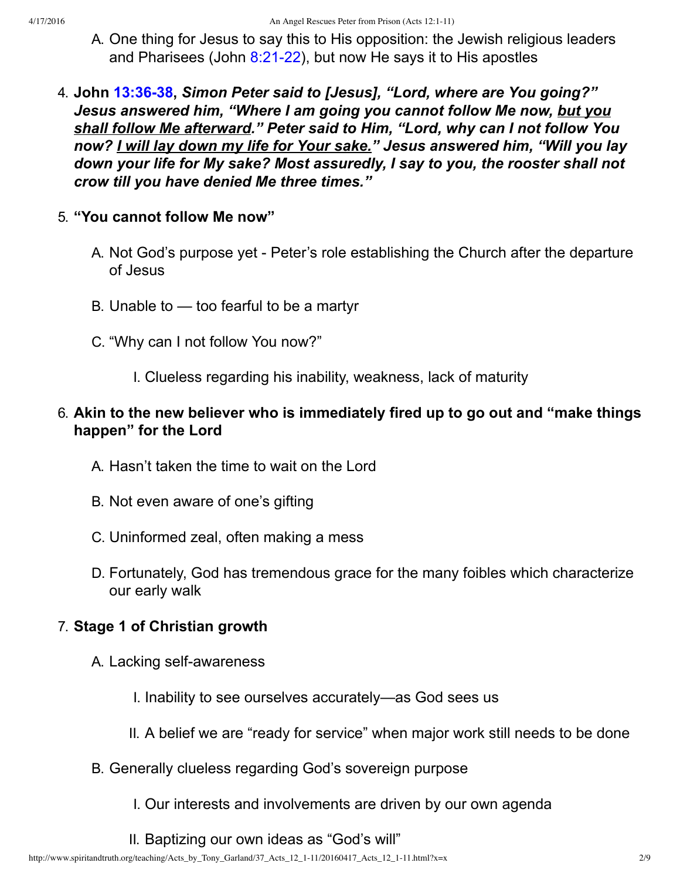A. One thing for Jesus to say this to His opposition: the Jewish religious leaders and Pharisees (John 8:21-22), but now He says it to His apostles

4. **John 13:36-38, *Simon Peter said to [Jesus], "Lord, where are You going?" Jesus answered him, "Where I am going you cannot follow Me now, <u>but you shall follow Me afterward</u>." Peter said to Him, "Lord, why can I not follow You now? <u>I will lay down my life for Your sake.</u>" Jesus answered him, "Will you lay down your life for My sake? Most assuredly, I say to you, the rooster shall not crow till you have denied Me three times."***

5. **"You cannot follow Me now"**

    A. Not God's purpose yet - Peter's role establishing the Church after the departure of Jesus

    B. Unable to — too fearful to be a martyr

    C. "Why can I not follow You now?"

        I. Clueless regarding his inability, weakness, lack of maturity

6. **Akin to the new believer who is immediately fired up to go out and "make things happen" for the Lord**

    A. Hasn't taken the time to wait on the Lord

    B. Not even aware of one's gifting

    C. Uninformed zeal, often making a mess

    D. Fortunately, God has tremendous grace for the many foibles which characterize our early walk

7. **Stage 1 of Christian growth**

    A. Lacking self-awareness

        I. Inability to see ourselves accurately—as God sees us

        II. A belief we are "ready for service" when major work still needs to be done

    B. Generally clueless regarding God's sovereign purpose

        I. Our interests and involvements are driven by our own agenda

        II. Baptizing our own ideas as "God's will"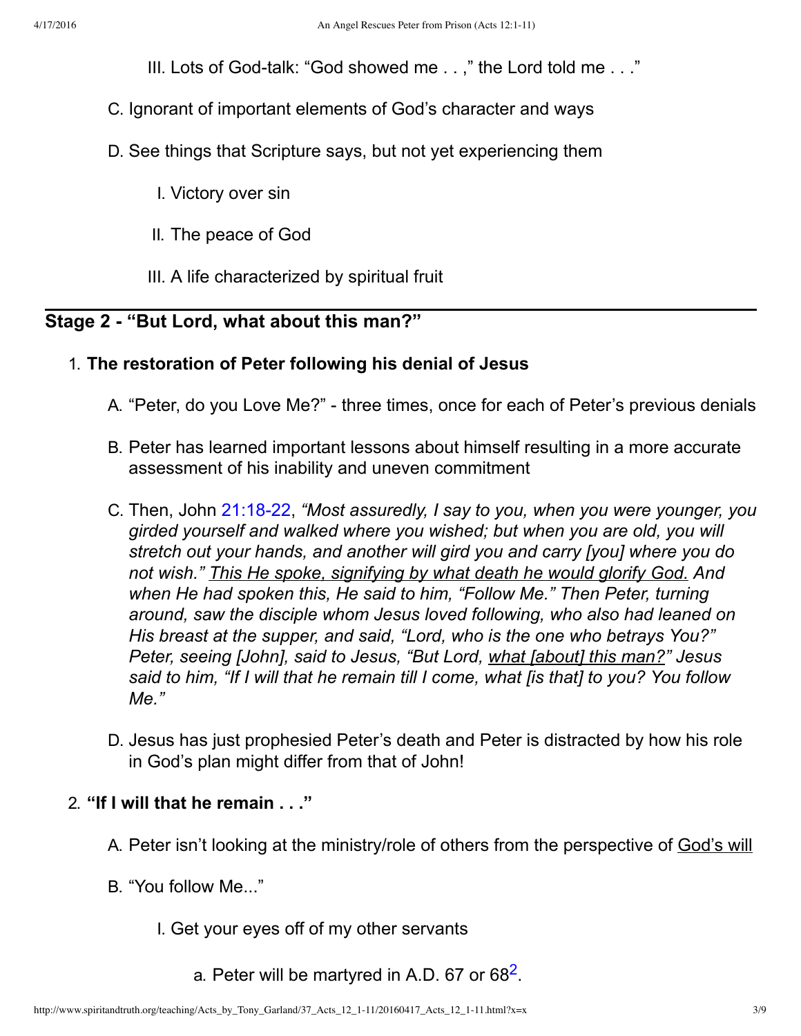III. Lots of God-talk: "God showed me . . ," the Lord told me . . ."

C. Ignorant of important elements of God's character and ways

D. See things that Scripture says, but not yet experiencing them

  I. Victory over sin

  II. The peace of God

  III. A life characterized by spiritual fruit

---

## Stage 2 - "But Lord, what about this man?"

1. **The restoration of Peter following his denial of Jesus**

   A. "Peter, do you Love Me?" - three times, once for each of Peter's previous denials

   B. Peter has learned important lessons about himself resulting in a more accurate assessment of his inability and uneven commitment

   C. Then, John 21:18-22, *"Most assuredly, I say to you, when you were younger, you girded yourself and walked where you wished; but when you are old, you will stretch out your hands, and another will gird you and carry [you] where you do not wish." <u>This He spoke, signifying by what death he would glorify God.</u> And when He had spoken this, He said to him, "Follow Me." Then Peter, turning around, saw the disciple whom Jesus loved following, who also had leaned on His breast at the supper, and said, "Lord, who is the one who betrays You?" Peter, seeing [John], said to Jesus, "But Lord, <u>what [about] this man?</u>" Jesus said to him, "If I will that he remain till I come, what [is that] to you? You follow Me."*

   D. Jesus has just prophesied Peter's death and Peter is distracted by how his role in God's plan might differ from that of John!

2. **"If I will that he remain . . ."**

   A. Peter isn't looking at the ministry/role of others from the perspective of <u>God's will</u>

   B. "You follow Me..."

      I. Get your eyes off of my other servants

         a. Peter will be martyred in A.D. 67 or 68[2].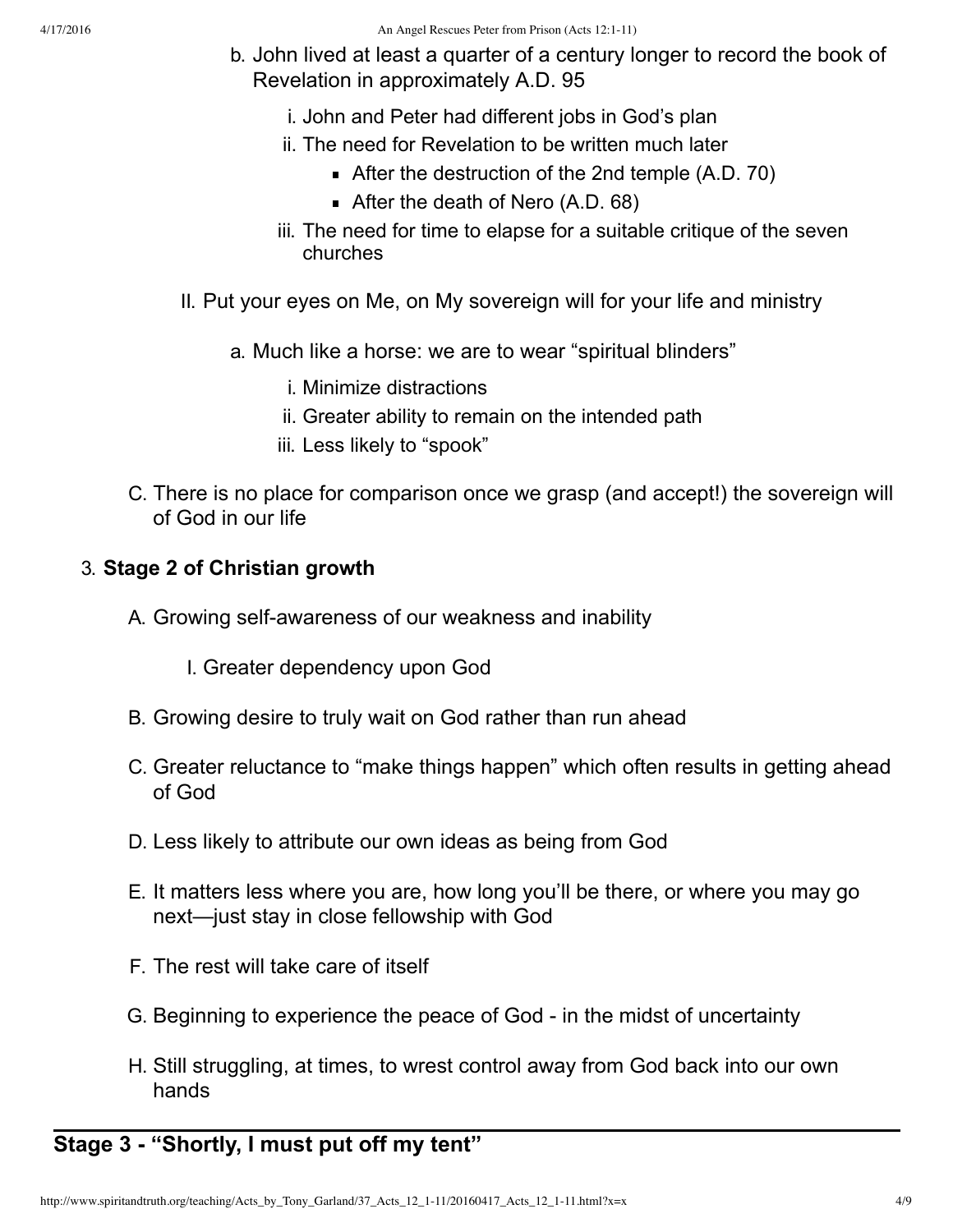b. John lived at least a quarter of a century longer to record the book of Revelation in approximately A.D. 95

    i. John and Peter had different jobs in God's plan
    ii. The need for Revelation to be written much later
        - After the destruction of the 2nd temple (A.D. 70)
        - After the death of Nero (A.D. 68)
    iii. The need for time to elapse for a suitable critique of the seven churches

II. Put your eyes on Me, on My sovereign will for your life and ministry

a. Much like a horse: we are to wear "spiritual blinders"

    i. Minimize distractions
    ii. Greater ability to remain on the intended path
    iii. Less likely to "spook"

C. There is no place for comparison once we grasp (and accept!) the sovereign will of God in our life

3. **Stage 2 of Christian growth**

A. Growing self-awareness of our weakness and inability

    I. Greater dependency upon God

B. Growing desire to truly wait on God rather than run ahead

C. Greater reluctance to "make things happen" which often results in getting ahead of God

D. Less likely to attribute our own ideas as being from God

E. It matters less where you are, how long you'll be there, or where you may go next—just stay in close fellowship with God

F. The rest will take care of itself

G. Beginning to experience the peace of God - in the midst of uncertainty

H. Still struggling, at times, to wrest control away from God back into our own hands

---

## Stage 3 - "Shortly, I must put off my tent"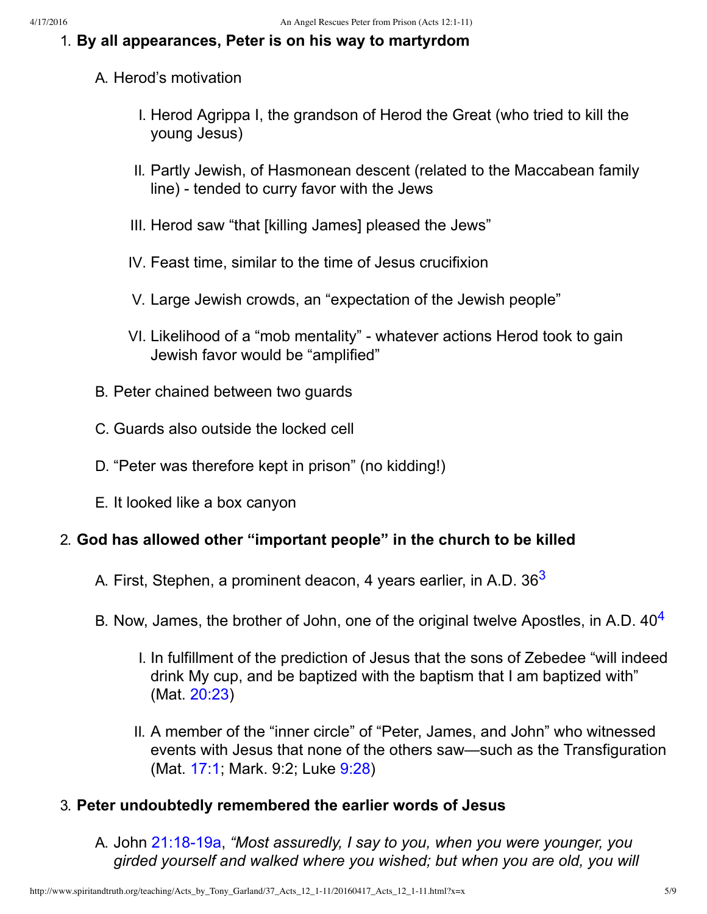1. **By all appearances, Peter is on his way to martyrdom**

    A. Herod's motivation

    I. Herod Agrippa I, the grandson of Herod the Great (who tried to kill the young Jesus)

    II. Partly Jewish, of Hasmonean descent (related to the Maccabean family line) - tended to curry favor with the Jews

    III. Herod saw "that [killing James] pleased the Jews"

    IV. Feast time, similar to the time of Jesus crucifixion

    V. Large Jewish crowds, an "expectation of the Jewish people"

    VI. Likelihood of a "mob mentality" - whatever actions Herod took to gain Jewish favor would be "amplified"

    B. Peter chained between two guards

    C. Guards also outside the locked cell

    D. "Peter was therefore kept in prison" (no kidding!)

    E. It looked like a box canyon

2. **God has allowed other "important people" in the church to be killed**

    A. First, Stephen, a prominent deacon, 4 years earlier, in A.D. 36[3]

    B. Now, James, the brother of John, one of the original twelve Apostles, in A.D. 40[4]

    I. In fulfillment of the prediction of Jesus that the sons of Zebedee "will indeed drink My cup, and be baptized with the baptism that I am baptized with" (Mat. 20:23)

    II. A member of the "inner circle" of "Peter, James, and John" who witnessed events with Jesus that none of the others saw—such as the Transfiguration (Mat. 17:1; Mark. 9:2; Luke 9:28)

3. **Peter undoubtedly remembered the earlier words of Jesus**

    A. John 21:18-19a, *"Most assuredly, I say to you, when you were younger, you girded yourself and walked where you wished; but when you are old, you will*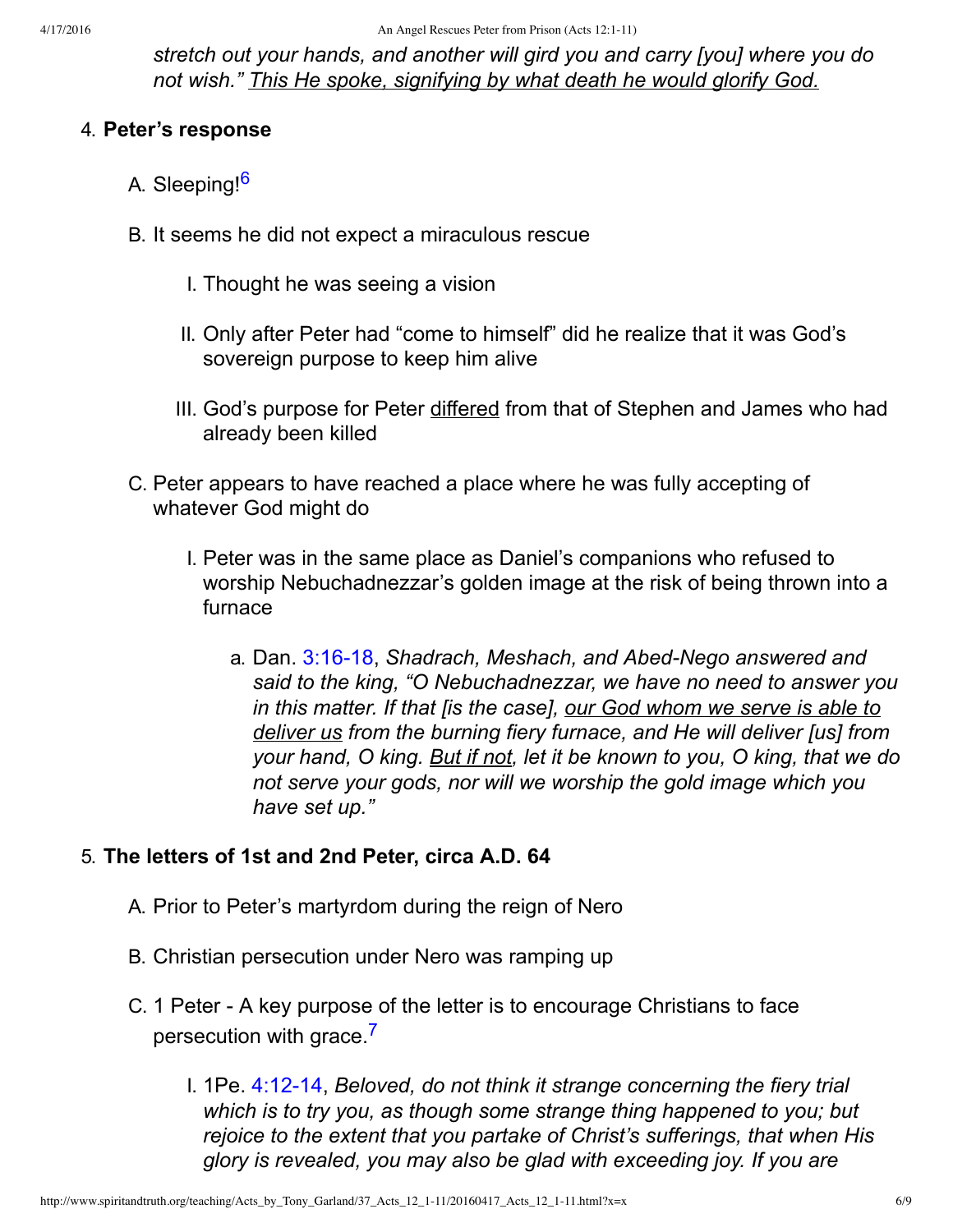*stretch out your hands, and another will gird you and carry [you] where you do not wish."* <u>*This He spoke, signifying by what death he would glorify God.*</u>

4. **Peter's response**
   - A. Sleeping![6]
   - B. It seems he did not expect a miraculous rescue
     - I. Thought he was seeing a vision
     - II. Only after Peter had "come to himself" did he realize that it was God's sovereign purpose to keep him alive
     - III. God's purpose for Peter <u>differed</u> from that of Stephen and James who had already been killed
   - C. Peter appears to have reached a place where he was fully accepting of whatever God might do
     - I. Peter was in the same place as Daniel's companions who refused to worship Nebuchadnezzar's golden image at the risk of being thrown into a furnace
       - a. Dan. 3:16-18, *Shadrach, Meshach, and Abed-Nego answered and said to the king, "O Nebuchadnezzar, we have no need to answer you in this matter. If that [is the case],* <u>*our God whom we serve is able to deliver us*</u> *from the burning fiery furnace, and He will deliver [us] from your hand, O king.* <u>*But if not*</u>*, let it be known to you, O king, that we do not serve your gods, nor will we worship the gold image which you have set up."*

5. **The letters of 1st and 2nd Peter, circa A.D. 64**
   - A. Prior to Peter's martyrdom during the reign of Nero
   - B. Christian persecution under Nero was ramping up
   - C. 1 Peter - A key purpose of the letter is to encourage Christians to face persecution with grace.[7]
     - I. 1Pe. 4:12-14, *Beloved, do not think it strange concerning the fiery trial which is to try you, as though some strange thing happened to you; but rejoice to the extent that you partake of Christ's sufferings, that when His glory is revealed, you may also be glad with exceeding joy. If you are*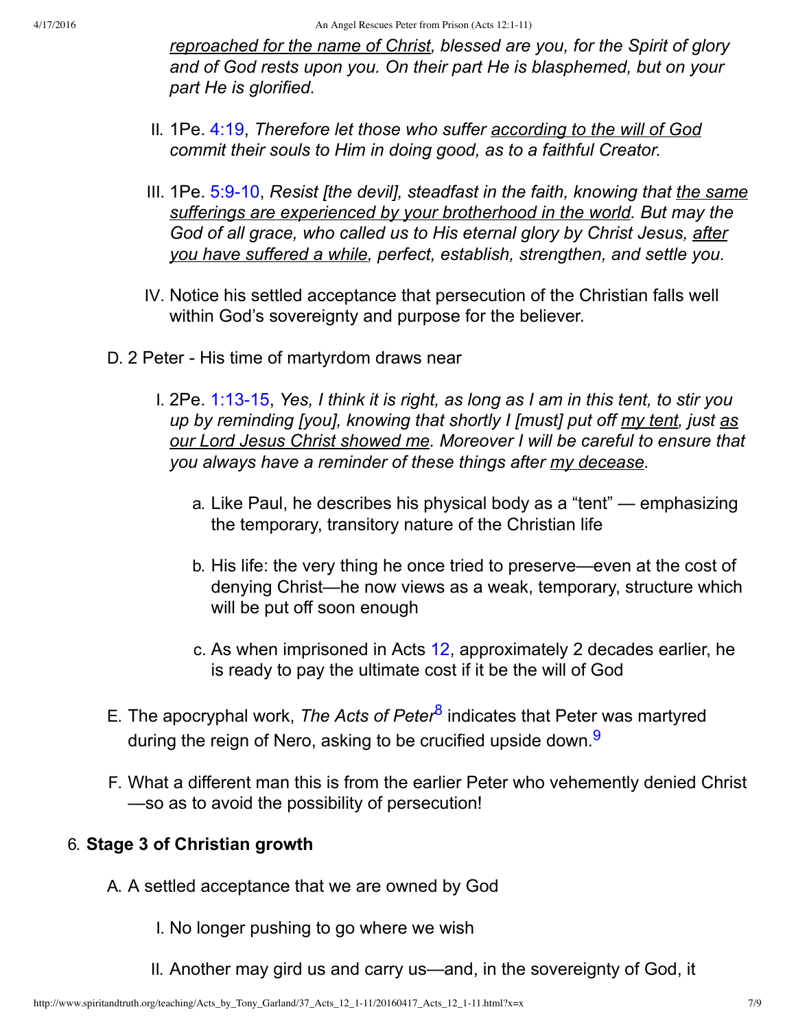*reproached for the name of Christ, blessed are you, for the Spirit of glory and of God rests upon you. On their part He is blasphemed, but on your part He is glorified.*

II. 1Pe. 4:19, *Therefore let those who suffer according to the will of God commit their souls to Him in doing good, as to a faithful Creator.*

III. 1Pe. 5:9-10, *Resist [the devil], steadfast in the faith, knowing that the same sufferings are experienced by your brotherhood in the world. But may the God of all grace, who called us to His eternal glory by Christ Jesus, after you have suffered a while, perfect, establish, strengthen, and settle you.*

IV. Notice his settled acceptance that persecution of the Christian falls well within God's sovereignty and purpose for the believer.

D. 2 Peter - His time of martyrdom draws near

I. 2Pe. 1:13-15, *Yes, I think it is right, as long as I am in this tent, to stir you up by reminding [you], knowing that shortly I [must] put off my tent, just as our Lord Jesus Christ showed me. Moreover I will be careful to ensure that you always have a reminder of these things after my decease.*

a. Like Paul, he describes his physical body as a "tent" — emphasizing the temporary, transitory nature of the Christian life

b. His life: the very thing he once tried to preserve—even at the cost of denying Christ—he now views as a weak, temporary, structure which will be put off soon enough

c. As when imprisoned in Acts 12, approximately 2 decades earlier, he is ready to pay the ultimate cost if it be the will of God

E. The apocryphal work, *The Acts of Peter*[8] indicates that Peter was martyred during the reign of Nero, asking to be crucified upside down.[9]

F. What a different man this is from the earlier Peter who vehemently denied Christ —so as to avoid the possibility of persecution!

6. **Stage 3 of Christian growth**

A. A settled acceptance that we are owned by God

I. No longer pushing to go where we wish

II. Another may gird us and carry us—and, in the sovereignty of God, it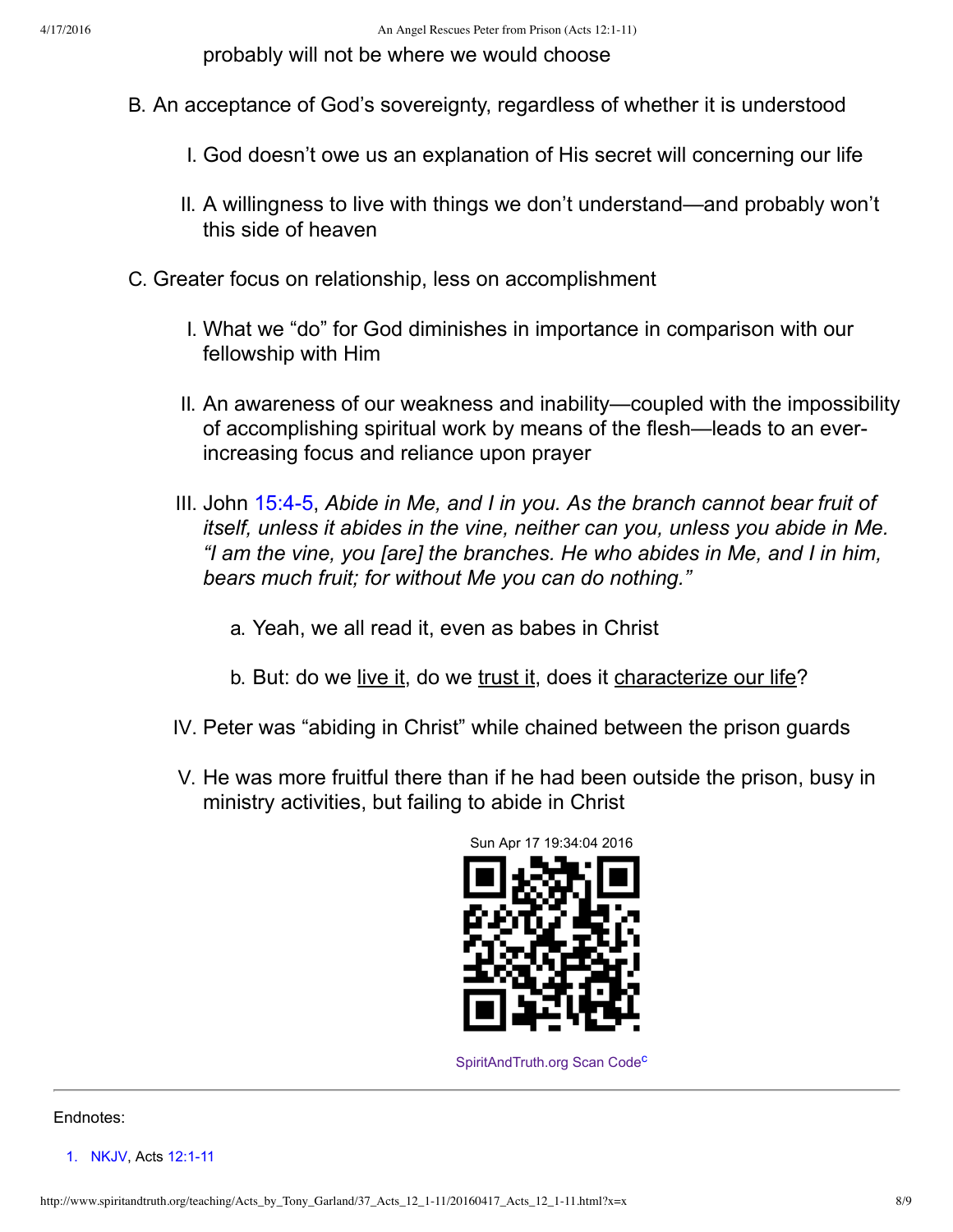probably will not be where we would choose

B. An acceptance of God's sovereignty, regardless of whether it is understood

   I. God doesn't owe us an explanation of His secret will concerning our life

   II. A willingness to live with things we don't understand—and probably won't this side of heaven

C. Greater focus on relationship, less on accomplishment

   I. What we "do" for God diminishes in importance in comparison with our fellowship with Him

   II. An awareness of our weakness and inability—coupled with the impossibility of accomplishing spiritual work by means of the flesh—leads to an ever-increasing focus and reliance upon prayer

   III. John 15:4-5, *Abide in Me, and I in you. As the branch cannot bear fruit of itself, unless it abides in the vine, neither can you, unless you abide in Me. "I am the vine, you [are] the branches. He who abides in Me, and I in him, bears much fruit; for without Me you can do nothing."*

      a. Yeah, we all read it, even as babes in Christ

      b. But: do we <u>live it</u>, do we <u>trust it</u>, does it <u>characterize our life</u>?

   IV. Peter was "abiding in Christ" while chained between the prison guards

   V. He was more fruitful there than if he had been outside the prison, busy in ministry activities, but failing to abide in Christ

Sun Apr 17 19:34:04 2016

SpiritAndTruth.org Scan Code[c]

---

Endnotes:

1. NKJV, Acts 12:1-11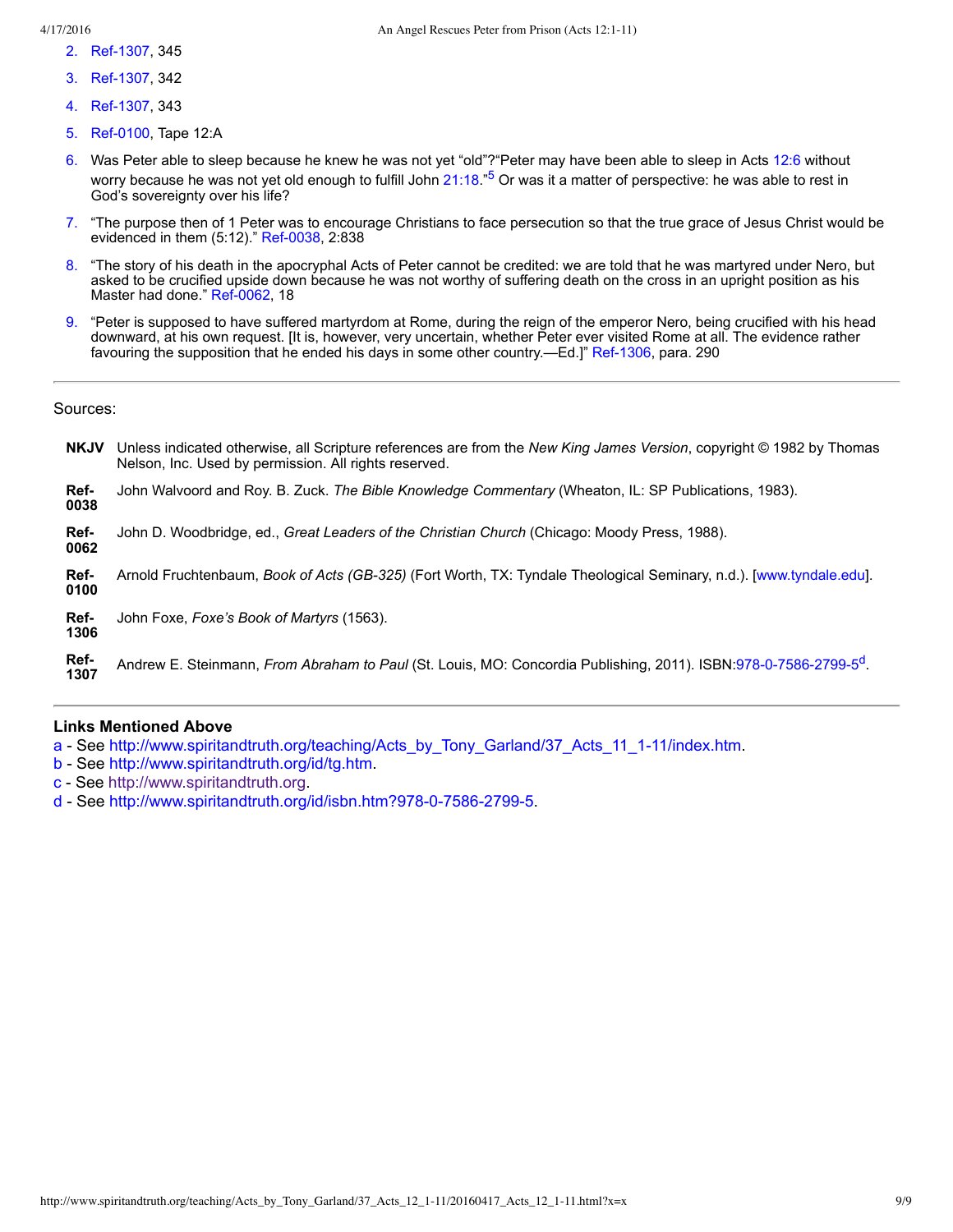2. Ref-1307, 345
3. Ref-1307, 342
4. Ref-1307, 343
5. Ref-0100, Tape 12:A
6. Was Peter able to sleep because he knew he was not yet "old"?"Peter may have been able to sleep in Acts 12:6 without worry because he was not yet old enough to fulfill John 21:18."[5] Or was it a matter of perspective: he was able to rest in God's sovereignty over his life?
7. "The purpose then of 1 Peter was to encourage Christians to face persecution so that the true grace of Jesus Christ would be evidenced in them (5:12)." Ref-0038, 2:838
8. "The story of his death in the apocryphal Acts of Peter cannot be credited: we are told that he was martyred under Nero, but asked to be crucified upside down because he was not worthy of suffering death on the cross in an upright position as his Master had done." Ref-0062, 18
9. "Peter is supposed to have suffered martyrdom at Rome, during the reign of the emperor Nero, being crucified with his head downward, at his own request. [It is, however, very uncertain, whether Peter ever visited Rome at all. The evidence rather favouring the supposition that he ended his days in some other country.—Ed.]" Ref-1306, para. 290

---

Sources:

| | |
|---|---|
| **NKJV** | Unless indicated otherwise, all Scripture references are from the *New King James Version*, copyright © 1982 by Thomas Nelson, Inc. Used by permission. All rights reserved. |
| **Ref-0038** | John Walvoord and Roy. B. Zuck. *The Bible Knowledge Commentary* (Wheaton, IL: SP Publications, 1983). |
| **Ref-0062** | John D. Woodbridge, ed., *Great Leaders of the Christian Church* (Chicago: Moody Press, 1988). |
| **Ref-0100** | Arnold Fruchtenbaum, *Book of Acts (GB-325)* (Fort Worth, TX: Tyndale Theological Seminary, n.d.). [www.tyndale.edu]. |
| **Ref-1306** | John Foxe, *Foxe's Book of Martyrs* (1563). |
| **Ref-1307** | Andrew E. Steinmann, *From Abraham to Paul* (St. Louis, MO: Concordia Publishing, 2011). ISBN:978-0-7586-2799-5[d]. |

---

**Links Mentioned Above**

a - See http://www.spiritandtruth.org/teaching/Acts_by_Tony_Garland/37_Acts_11_1-11/index.htm.
b - See http://www.spiritandtruth.org/id/tg.htm.
c - See http://www.spiritandtruth.org.
d - See http://www.spiritandtruth.org/id/isbn.htm?978-0-7586-2799-5.